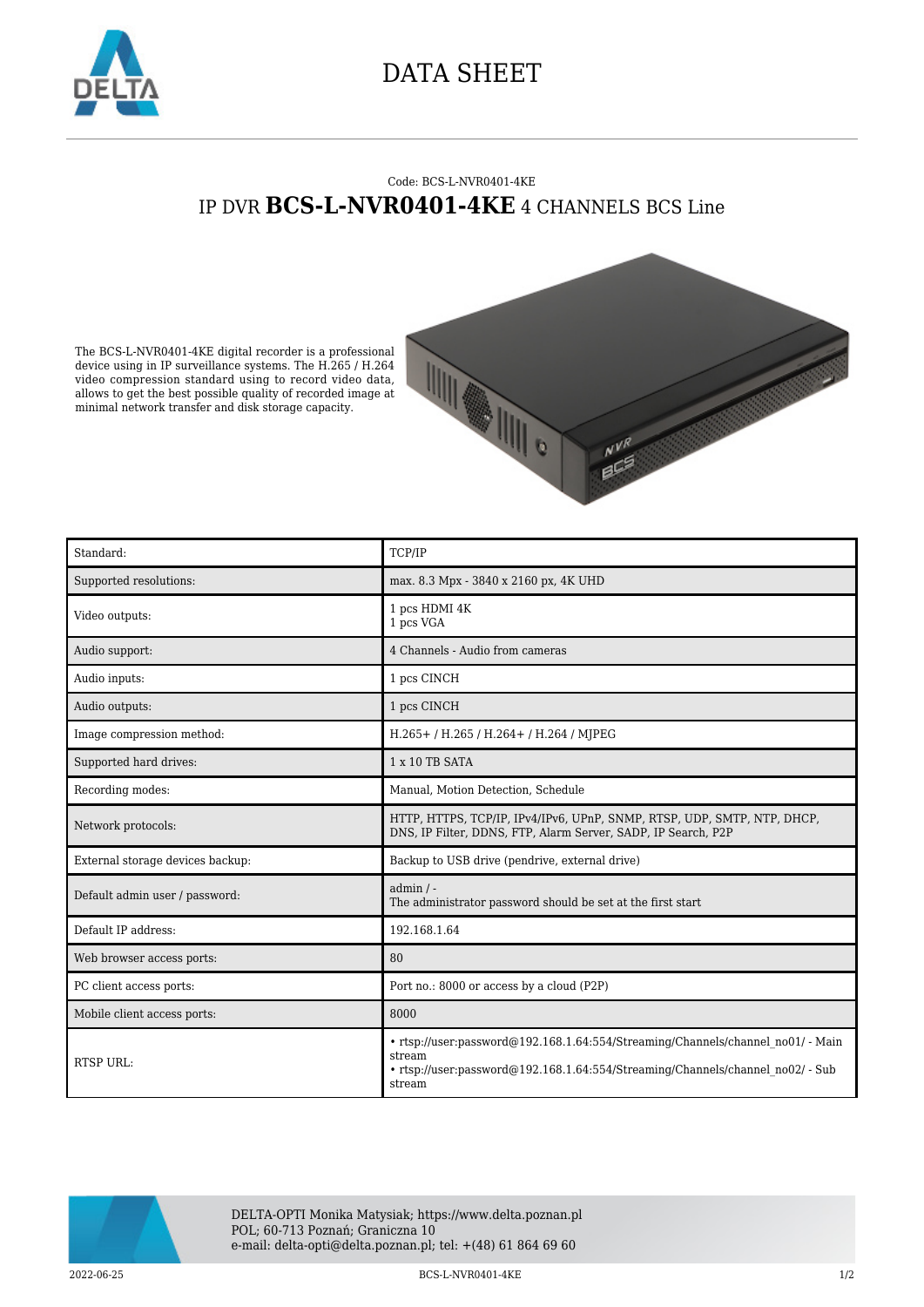# DATA SHEET

Code: BCS-L-NVR0401-4KE

## IP DVR **BCS-L-NVR0401-4KE** 4 CHANNELS BCS Line

The BCS-L-NVR0401-4KE digital recorder is a professional device using in IP surveillance systems. The H.265 / H.264 video compression standard using to record video data, allows to get the best possible quality of recorded image at minimal network transfer and disk storage capacity.

| Standard: | TCP/IP |
|---|---|
| Supported resolutions: | max. 8.3 Mpx - 3840 x 2160 px, 4K UHD |
| Video outputs: | 1 pcs HDMI 4K<br>1 pcs VGA |
| Audio support: | 4 Channels - Audio from cameras |
| Audio inputs: | 1 pcs CINCH |
| Audio outputs: | 1 pcs CINCH |
| Image compression method: | H.265+ / H.265 / H.264+ / H.264 / MJPEG |
| Supported hard drives: | 1 x 10 TB SATA |
| Recording modes: | Manual, Motion Detection, Schedule |
| Network protocols: | HTTP, HTTPS, TCP/IP, IPv4/IPv6, UPnP, SNMP, RTSP, UDP, SMTP, NTP, DHCP, DNS, IP Filter, DDNS, FTP, Alarm Server, SADP, IP Search, P2P |
| External storage devices backup: | Backup to USB drive (pendrive, external drive) |
| Default admin user / password: | admin / -<br>The administrator password should be set at the first start |
| Default IP address: | 192.168.1.64 |
| Web browser access ports: | 80 |
| PC client access ports: | Port no.: 8000 or access by a cloud (P2P) |
| Mobile client access ports: | 8000 |
| RTSP URL: | • rtsp://user:password@192.168.1.64:554/Streaming/Channels/channel_no01/ - Main stream<br>• rtsp://user:password@192.168.1.64:554/Streaming/Channels/channel_no02/ - Sub stream |

DELTA-OPTI Monika Matysiak; https://www.delta.poznan.pl
POL; 60-713 Poznań; Graniczna 10
e-mail: delta-opti@delta.poznan.pl; tel: +(48) 61 864 69 60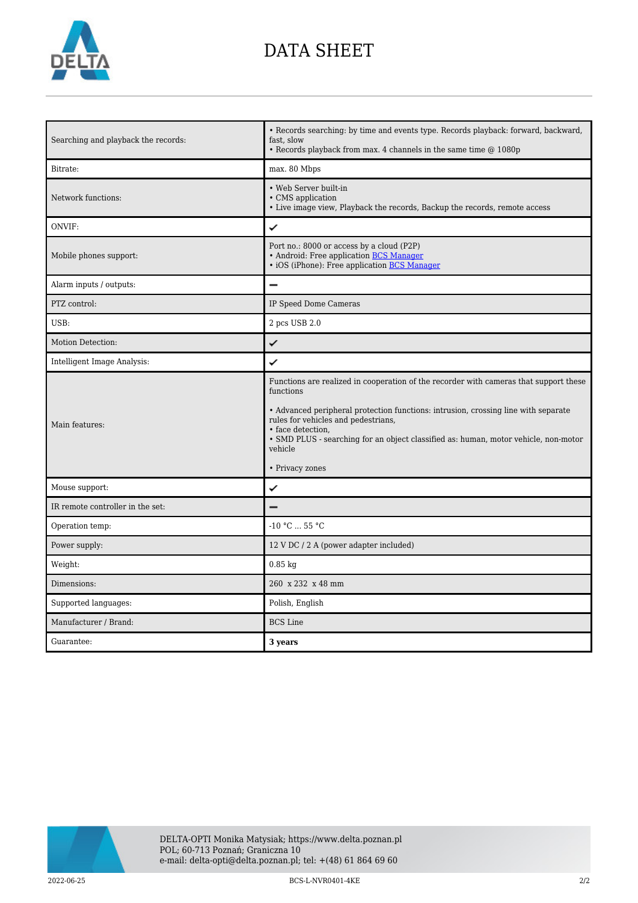# DATA SHEET

| | |
|---|---|
| Searching and playback the records: | • Records searching: by time and events type. Records playback: forward, backward, fast, slow<br>• Records playback from max. 4 channels in the same time @ 1080p |
| Bitrate: | max. 80 Mbps |
| Network functions: | • Web Server built-in<br>• CMS application<br>• Live image view, Playback the records, Backup the records, remote access |
| ONVIF: | ✔ |
| Mobile phones support: | Port no.: 8000 or access by a cloud (P2P)<br>• Android: Free application BCS Manager<br>• iOS (iPhone): Free application BCS Manager |
| Alarm inputs / outputs: | – |
| PTZ control: | IP Speed Dome Cameras |
| USB: | 2 pcs USB 2.0 |
| Motion Detection: | ✔ |
| Intelligent Image Analysis: | ✔ |
| Main features: | Functions are realized in cooperation of the recorder with cameras that support these functions<br><br>• Advanced peripheral protection functions: intrusion, crossing line with separate rules for vehicles and pedestrians,<br>• face detection,<br>• SMD PLUS - searching for an object classified as: human, motor vehicle, non-motor vehicle<br><br>• Privacy zones |
| Mouse support: | ✔ |
| IR remote controller in the set: | – |
| Operation temp: | -10 °C ... 55 °C |
| Power supply: | 12 V DC / 2 A (power adapter included) |
| Weight: | 0.85 kg |
| Dimensions: | 260 x 232 x 48 mm |
| Supported languages: | Polish, English |
| Manufacturer / Brand: | BCS Line |
| Guarantee: | **3 years** |

DELTA-OPTI Monika Matysiak; https://www.delta.poznan.pl
POL; 60-713 Poznań; Graniczna 10
e-mail: delta-opti@delta.poznan.pl; tel: +(48) 61 864 69 60

2022-06-25 BCS-L-NVR0401-4KE